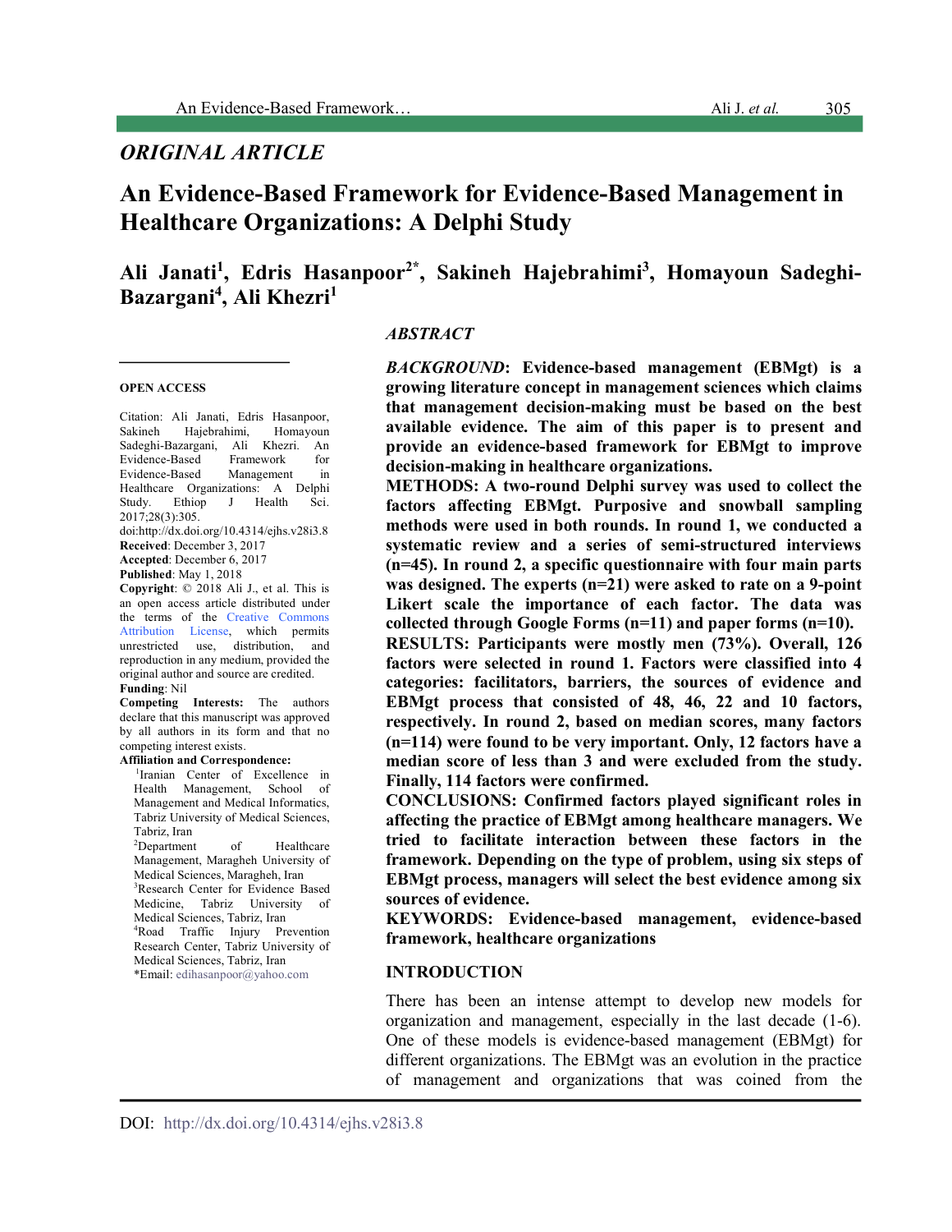*ORIGINAL ARTICLE*

# An Evidence-Based Framework for Evidence-Based Management in Healthcare Organizations: A Delphi Study

**Ali Janati[1], Edris Hasanpoor[2*], Sakineh Hajebrahimi[3], Homayoun Sadeghi-Bazargani[4], Ali Khezri[1]**

**OPEN ACCESS**

Citation: Ali Janati, Edris Hasanpoor, Sakineh Hajebrahimi, Homayoun Sadeghi-Bazargani, Ali Khezri. An Evidence-Based Framework for Evidence-Based Management in Healthcare Organizations: A Delphi Study. Ethiop J Health Sci. 2017;28(3):305.
doi:http://dx.doi.org/10.4314/ejhs.v28i3.8

**Received**: December 3, 2017

**Accepted**: December 6, 2017

**Published**: May 1, 2018

**Copyright**: © 2018 Ali J., et al. This is an open access article distributed under the terms of the Creative Commons Attribution License, which permits unrestricted use, distribution, and reproduction in any medium, provided the original author and source are credited.

**Funding**: Nil

**Competing Interests:** The authors declare that this manuscript was approved by all authors in its form and that no competing interest exists.

**Affiliation and Correspondence:**

[1]Iranian Center of Excellence in Health Management, School of Management and Medical Informatics, Tabriz University of Medical Sciences, Tabriz, Iran

[2]Department of Healthcare Management, Maragheh University of Medical Sciences, Maragheh, Iran

[3]Research Center for Evidence Based Medicine, Tabriz University of Medical Sciences, Tabriz, Iran

[4]Road Traffic Injury Prevention Research Center, Tabriz University of Medical Sciences, Tabriz, Iran

*Email: edihasanpoor@yahoo.com

## *ABSTRACT*

***BACKGROUND*: Evidence-based management (EBMgt) is a growing literature concept in management sciences which claims that management decision-making must be based on the best available evidence. The aim of this paper is to present and provide an evidence-based framework for EBMgt to improve decision-making in healthcare organizations.**

**METHODS: A two-round Delphi survey was used to collect the factors affecting EBMgt. Purposive and snowball sampling methods were used in both rounds. In round 1, we conducted a systematic review and a series of semi-structured interviews (n=45). In round 2, a specific questionnaire with four main parts was designed. The experts (n=21) were asked to rate on a 9-point Likert scale the importance of each factor. The data was collected through Google Forms (n=11) and paper forms (n=10).**

**RESULTS: Participants were mostly men (73%). Overall, 126 factors were selected in round 1. Factors were classified into 4 categories: facilitators, barriers, the sources of evidence and EBMgt process that consisted of 48, 46, 22 and 10 factors, respectively. In round 2, based on median scores, many factors (n=114) were found to be very important. Only, 12 factors have a median score of less than 3 and were excluded from the study. Finally, 114 factors were confirmed.**

**CONCLUSIONS: Confirmed factors played significant roles in affecting the practice of EBMgt among healthcare managers. We tried to facilitate interaction between these factors in the framework. Depending on the type of problem, using six steps of EBMgt process, managers will select the best evidence among six sources of evidence.**

**KEYWORDS: Evidence-based management, evidence-based framework, healthcare organizations**

## INTRODUCTION

There has been an intense attempt to develop new models for organization and management, especially in the last decade (1-6). One of these models is evidence-based management (EBMgt) for different organizations. The EBMgt was an evolution in the practice of management and organizations that was coined from the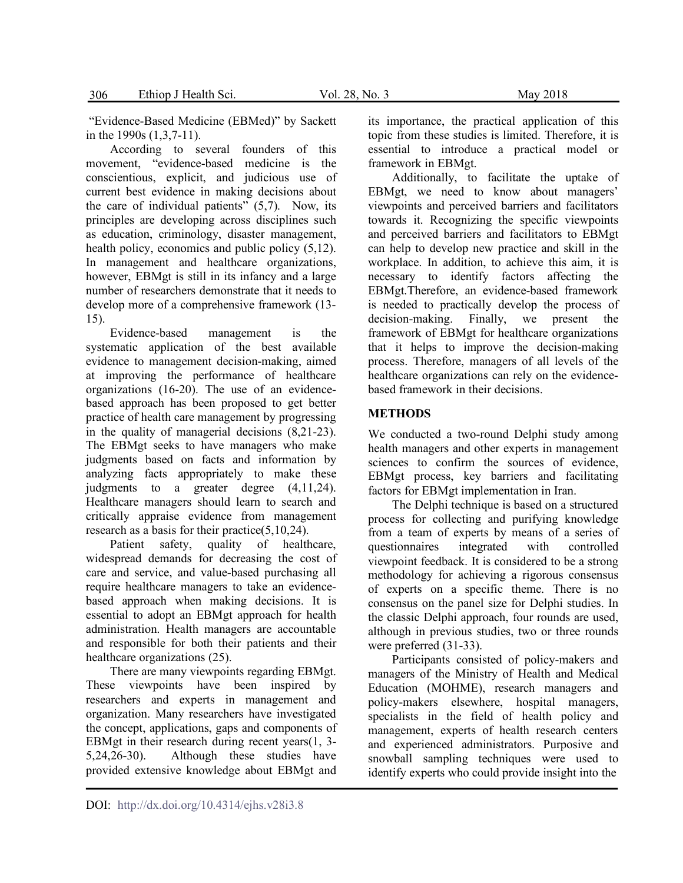"Evidence-Based Medicine (EBMed)" by Sackett in the 1990s (1,3,7-11).

According to several founders of this movement, "evidence-based medicine is the conscientious, explicit, and judicious use of current best evidence in making decisions about the care of individual patients" (5,7). Now, its principles are developing across disciplines such as education, criminology, disaster management, health policy, economics and public policy (5,12). In management and healthcare organizations, however, EBMgt is still in its infancy and a large number of researchers demonstrate that it needs to develop more of a comprehensive framework (13-15).

Evidence-based management is the systematic application of the best available evidence to management decision-making, aimed at improving the performance of healthcare organizations (16-20). The use of an evidence-based approach has been proposed to get better practice of health care management by progressing in the quality of managerial decisions (8,21-23). The EBMgt seeks to have managers who make judgments based on facts and information by analyzing facts appropriately to make these judgments to a greater degree (4,11,24). Healthcare managers should learn to search and critically appraise evidence from management research as a basis for their practice(5,10,24).

Patient safety, quality of healthcare, widespread demands for decreasing the cost of care and service, and value-based purchasing all require healthcare managers to take an evidence-based approach when making decisions. It is essential to adopt an EBMgt approach for health administration. Health managers are accountable and responsible for both their patients and their healthcare organizations (25).

There are many viewpoints regarding EBMgt. These viewpoints have been inspired by researchers and experts in management and organization. Many researchers have investigated the concept, applications, gaps and components of EBMgt in their research during recent years(1, 3-5,24,26-30). Although these studies have provided extensive knowledge about EBMgt and its importance, the practical application of this topic from these studies is limited. Therefore, it is essential to introduce a practical model or framework in EBMgt.

Additionally, to facilitate the uptake of EBMgt, we need to know about managers' viewpoints and perceived barriers and facilitators towards it. Recognizing the specific viewpoints and perceived barriers and facilitators to EBMgt can help to develop new practice and skill in the workplace. In addition, to achieve this aim, it is necessary to identify factors affecting the EBMgt.Therefore, an evidence-based framework is needed to practically develop the process of decision-making. Finally, we present the framework of EBMgt for healthcare organizations that it helps to improve the decision-making process. Therefore, managers of all levels of the healthcare organizations can rely on the evidence-based framework in their decisions.

## METHODS

We conducted a two-round Delphi study among health managers and other experts in management sciences to confirm the sources of evidence, EBMgt process, key barriers and facilitating factors for EBMgt implementation in Iran.

The Delphi technique is based on a structured process for collecting and purifying knowledge from a team of experts by means of a series of questionnaires integrated with controlled viewpoint feedback. It is considered to be a strong methodology for achieving a rigorous consensus of experts on a specific theme. There is no consensus on the panel size for Delphi studies. In the classic Delphi approach, four rounds are used, although in previous studies, two or three rounds were preferred (31-33).

Participants consisted of policy-makers and managers of the Ministry of Health and Medical Education (MOHME), research managers and policy-makers elsewhere, hospital managers, specialists in the field of health policy and management, experts of health research centers and experienced administrators. Purposive and snowball sampling techniques were used to identify experts who could provide insight into the

DOI: http://dx.doi.org/10.4314/ejhs.v28i3.8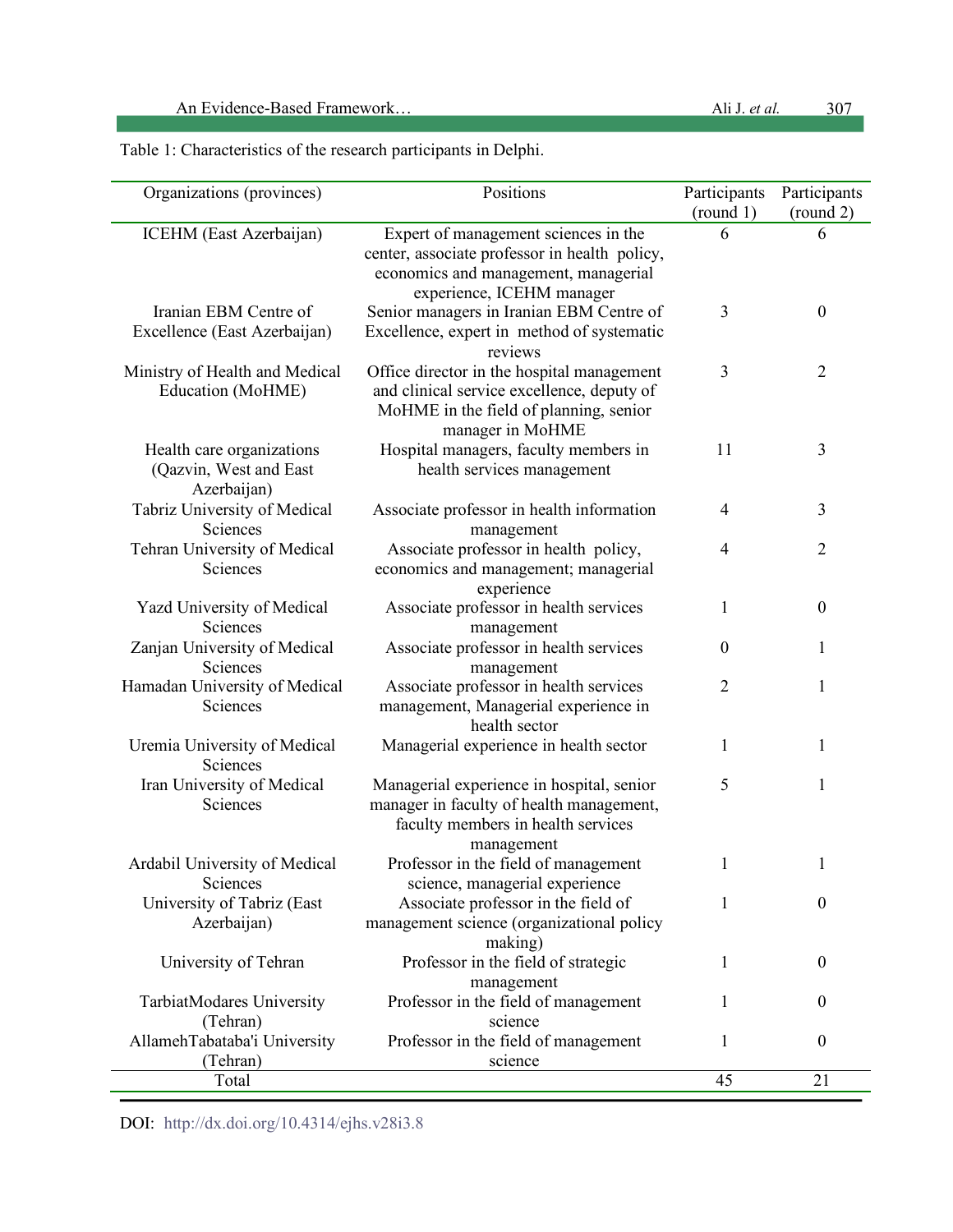Table 1: Characteristics of the research participants in Delphi.

| Organizations (provinces) | Positions | Participants (round 1) | Participants (round 2) |
|---|---|---|---|
| ICEHM (East Azerbaijan) | Expert of management sciences in the center, associate professor in health policy, economics and management, managerial experience, ICEHM manager | 6 | 6 |
| Iranian EBM Centre of Excellence (East Azerbaijan) | Senior managers in Iranian EBM Centre of Excellence, expert in method of systematic reviews | 3 | 0 |
| Ministry of Health and Medical Education (MoHME) | Office director in the hospital management and clinical service excellence, deputy of MoHME in the field of planning, senior manager in MoHME | 3 | 2 |
| Health care organizations (Qazvin, West and East Azerbaijan) | Hospital managers, faculty members in health services management | 11 | 3 |
| Tabriz University of Medical Sciences | Associate professor in health information management | 4 | 3 |
| Tehran University of Medical Sciences | Associate professor in health policy, economics and management; managerial experience | 4 | 2 |
| Yazd University of Medical Sciences | Associate professor in health services management | 1 | 0 |
| Zanjan University of Medical Sciences | Associate professor in health services management | 0 | 1 |
| Hamadan University of Medical Sciences | Associate professor in health services management, Managerial experience in health sector | 2 | 1 |
| Uremia University of Medical Sciences | Managerial experience in health sector | 1 | 1 |
| Iran University of Medical Sciences | Managerial experience in hospital, senior manager in faculty of health management, faculty members in health services management | 5 | 1 |
| Ardabil University of Medical Sciences | Professor in the field of management science, managerial experience | 1 | 1 |
| University of Tabriz (East Azerbaijan) | Associate professor in the field of management science (organizational policy making) | 1 | 0 |
| University of Tehran | Professor in the field of strategic management | 1 | 0 |
| TarbiatModares University (Tehran) | Professor in the field of management science | 1 | 0 |
| AllamehTabataba'i University (Tehran) | Professor in the field of management science | 1 | 0 |
| Total | | 45 | 21 |

DOI: http://dx.doi.org/10.4314/ejhs.v28i3.8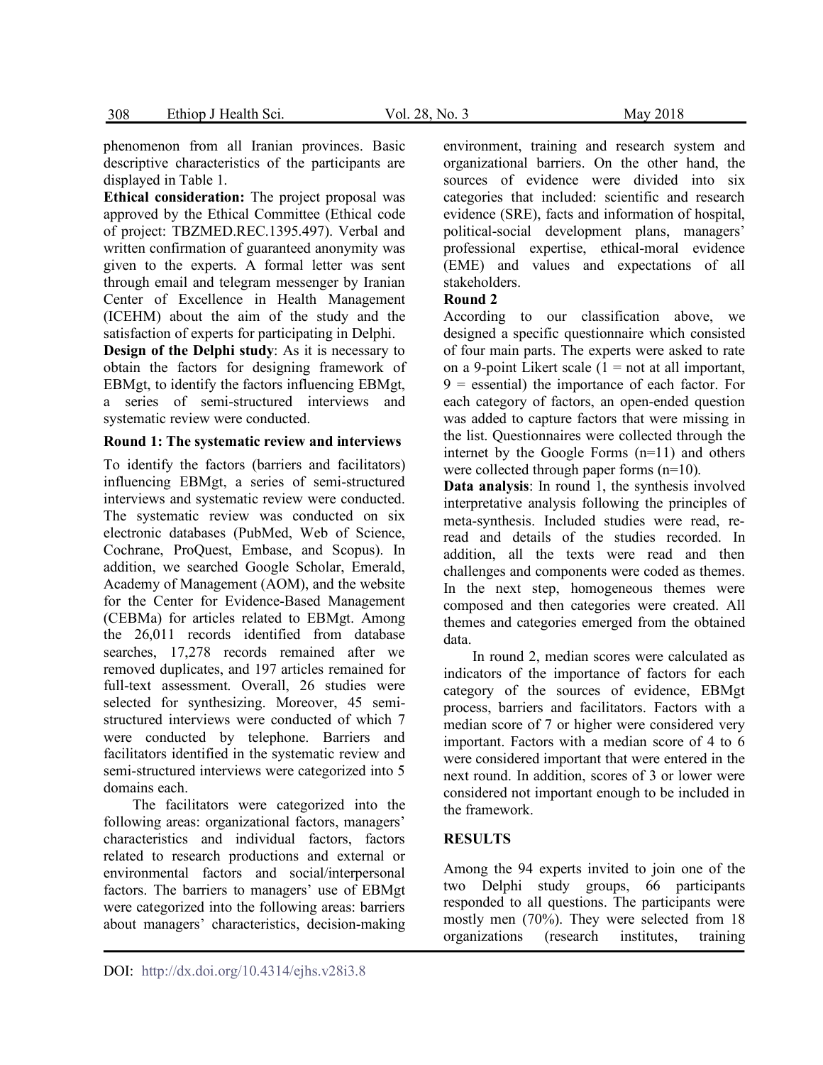phenomenon from all Iranian provinces. Basic descriptive characteristics of the participants are displayed in Table 1.

**Ethical consideration:** The project proposal was approved by the Ethical Committee (Ethical code of project: TBZMED.REC.1395.497). Verbal and written confirmation of guaranteed anonymity was given to the experts. A formal letter was sent through email and telegram messenger by Iranian Center of Excellence in Health Management (ICEHM) about the aim of the study and the satisfaction of experts for participating in Delphi.

**Design of the Delphi study**: As it is necessary to obtain the factors for designing framework of EBMgt, to identify the factors influencing EBMgt, a series of semi-structured interviews and systematic review were conducted.

**Round 1: The systematic review and interviews**

To identify the factors (barriers and facilitators) influencing EBMgt, a series of semi-structured interviews and systematic review were conducted. The systematic review was conducted on six electronic databases (PubMed, Web of Science, Cochrane, ProQuest, Embase, and Scopus). In addition, we searched Google Scholar, Emerald, Academy of Management (AOM), and the website for the Center for Evidence-Based Management (CEBMa) for articles related to EBMgt. Among the 26,011 records identified from database searches, 17,278 records remained after we removed duplicates, and 197 articles remained for full-text assessment. Overall, 26 studies were selected for synthesizing. Moreover, 45 semi-structured interviews were conducted of which 7 were conducted by telephone. Barriers and facilitators identified in the systematic review and semi-structured interviews were categorized into 5 domains each.

The facilitators were categorized into the following areas: organizational factors, managers' characteristics and individual factors, factors related to research productions and external or environmental factors and social/interpersonal factors. The barriers to managers' use of EBMgt were categorized into the following areas: barriers about managers' characteristics, decision-making environment, training and research system and organizational barriers. On the other hand, the sources of evidence were divided into six categories that included: scientific and research evidence (SRE), facts and information of hospital, political-social development plans, managers' professional expertise, ethical-moral evidence (EME) and values and expectations of all stakeholders.

**Round 2**

According to our classification above, we designed a specific questionnaire which consisted of four main parts. The experts were asked to rate on a 9-point Likert scale (1 = not at all important, 9 = essential) the importance of each factor. For each category of factors, an open-ended question was added to capture factors that were missing in the list. Questionnaires were collected through the internet by the Google Forms (n=11) and others were collected through paper forms (n=10).

**Data analysis**: In round 1, the synthesis involved interpretative analysis following the principles of meta-synthesis. Included studies were read, re-read and details of the studies recorded. In addition, all the texts were read and then challenges and components were coded as themes. In the next step, homogeneous themes were composed and then categories were created. All themes and categories emerged from the obtained data.

In round 2, median scores were calculated as indicators of the importance of factors for each category of the sources of evidence, EBMgt process, barriers and facilitators. Factors with a median score of 7 or higher were considered very important. Factors with a median score of 4 to 6 were considered important that were entered in the next round. In addition, scores of 3 or lower were considered not important enough to be included in the framework.

## RESULTS

Among the 94 experts invited to join one of the two Delphi study groups, 66 participants responded to all questions. The participants were mostly men (70%). They were selected from 18 organizations (research institutes, training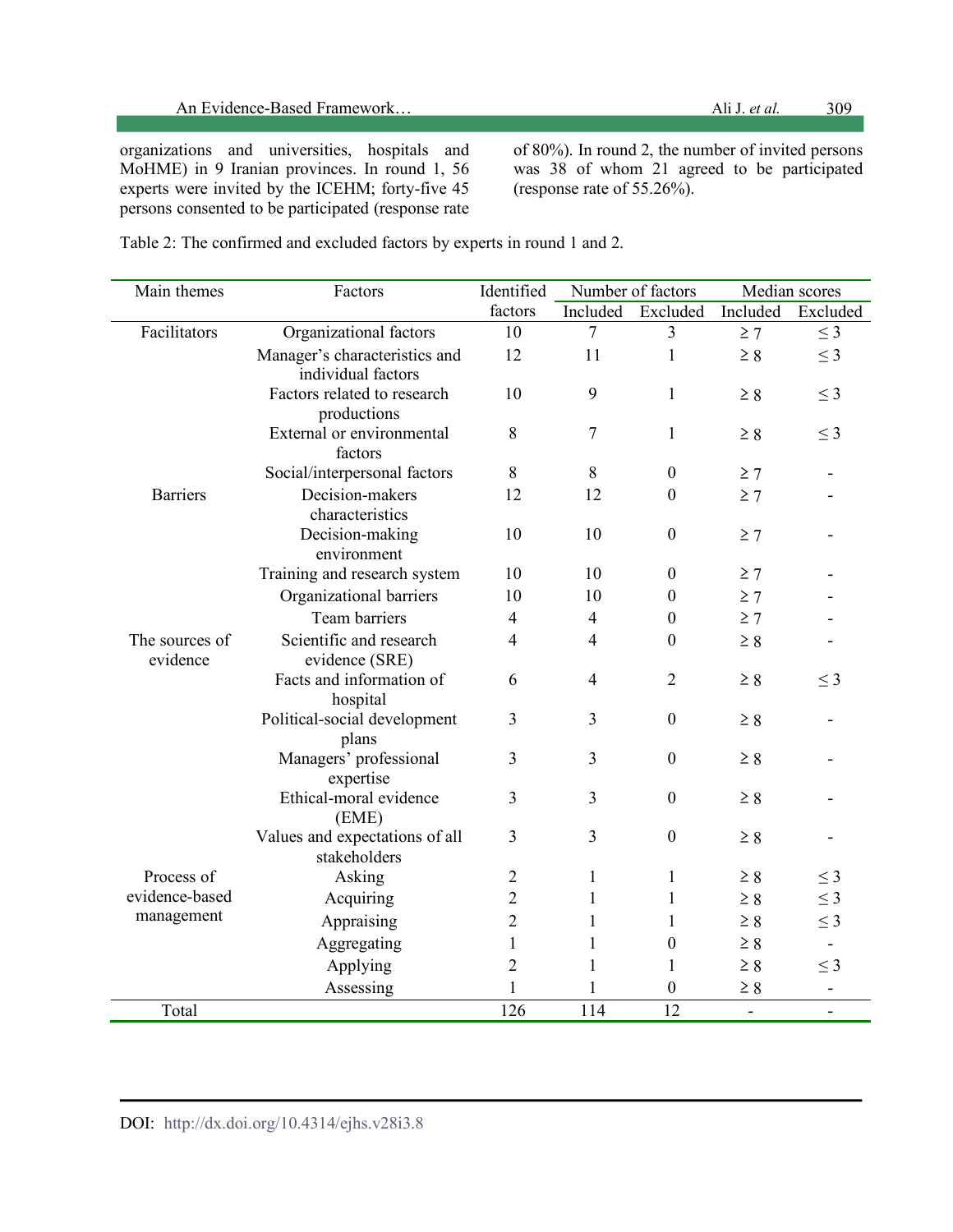organizations and universities, hospitals and MoHME) in 9 Iranian provinces. In round 1, 56 experts were invited by the ICEHM; forty-five 45 persons consented to be participated (response rate of 80%). In round 2, the number of invited persons was 38 of whom 21 agreed to be participated (response rate of 55.26%).

Table 2: The confirmed and excluded factors by experts in round 1 and 2.

| Main themes | Factors | Identified factors | Number of factors | | Median scores | |
|---|---|---|---|---|---|---|
| | | | Included | Excluded | Included | Excluded |
| Facilitators | Organizational factors | 10 | 7 | 3 | ≥ 7 | ≤ 3 |
| | Manager's characteristics and individual factors | 12 | 11 | 1 | ≥ 8 | ≤ 3 |
| | Factors related to research productions | 10 | 9 | 1 | ≥ 8 | ≤ 3 |
| | External or environmental factors | 8 | 7 | 1 | ≥ 8 | ≤ 3 |
| Barriers | Social/interpersonal factors | 8 | 8 | 0 | ≥ 7 | - |
| | Decision-makers characteristics | 12 | 12 | 0 | ≥ 7 | - |
| | Decision-making environment | 10 | 10 | 0 | ≥ 7 | - |
| | Training and research system | 10 | 10 | 0 | ≥ 7 | - |
| | Organizational barriers | 10 | 10 | 0 | ≥ 7 | - |
| | Team barriers | 4 | 4 | 0 | ≥ 7 | - |
| The sources of evidence | Scientific and research evidence (SRE) | 4 | 4 | 0 | ≥ 8 | - |
| | Facts and information of hospital | 6 | 4 | 2 | ≥ 8 | ≤ 3 |
| | Political-social development plans | 3 | 3 | 0 | ≥ 8 | - |
| | Managers' professional expertise | 3 | 3 | 0 | ≥ 8 | - |
| | Ethical-moral evidence (EME) | 3 | 3 | 0 | ≥ 8 | - |
| | Values and expectations of all stakeholders | 3 | 3 | 0 | ≥ 8 | - |
| Process of evidence-based management | Asking | 2 | 1 | 1 | ≥ 8 | ≤ 3 |
| | Acquiring | 2 | 1 | 1 | ≥ 8 | ≤ 3 |
| | Appraising | 2 | 1 | 1 | ≥ 8 | ≤ 3 |
| | Aggregating | 1 | 1 | 0 | ≥ 8 | - |
| | Applying | 2 | 1 | 1 | ≥ 8 | ≤ 3 |
| | Assessing | 1 | 1 | 0 | ≥ 8 | - |
| Total | | 126 | 114 | 12 | - | - |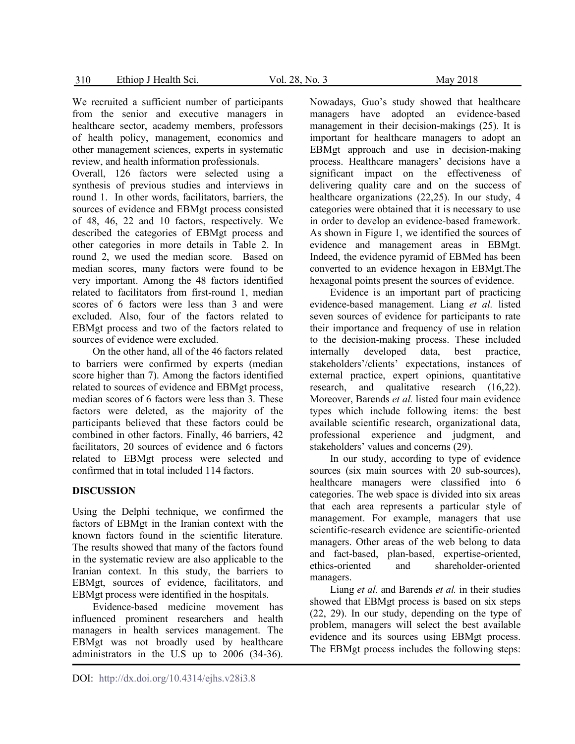We recruited a sufficient number of participants from the senior and executive managers in healthcare sector, academy members, professors of health policy, management, economics and other management sciences, experts in systematic review, and health information professionals.

Overall, 126 factors were selected using a synthesis of previous studies and interviews in round 1. In other words, facilitators, barriers, the sources of evidence and EBMgt process consisted of 48, 46, 22 and 10 factors, respectively. We described the categories of EBMgt process and other categories in more details in Table 2. In round 2, we used the median score. Based on median scores, many factors were found to be very important. Among the 48 factors identified related to facilitators from first-round 1, median scores of 6 factors were less than 3 and were excluded. Also, four of the factors related to EBMgt process and two of the factors related to sources of evidence were excluded.

On the other hand, all of the 46 factors related to barriers were confirmed by experts (median score higher than 7). Among the factors identified related to sources of evidence and EBMgt process, median scores of 6 factors were less than 3. These factors were deleted, as the majority of the participants believed that these factors could be combined in other factors. Finally, 46 barriers, 42 facilitators, 20 sources of evidence and 6 factors related to EBMgt process were selected and confirmed that in total included 114 factors.

## DISCUSSION

Using the Delphi technique, we confirmed the factors of EBMgt in the Iranian context with the known factors found in the scientific literature. The results showed that many of the factors found in the systematic review are also applicable to the Iranian context. In this study, the barriers to EBMgt, sources of evidence, facilitators, and EBMgt process were identified in the hospitals.

Evidence-based medicine movement has influenced prominent researchers and health managers in health services management. The EBMgt was not broadly used by healthcare administrators in the U.S up to 2006 (34-36). Nowadays, Guo's study showed that healthcare managers have adopted an evidence-based management in their decision-makings (25). It is important for healthcare managers to adopt an EBMgt approach and use in decision-making process. Healthcare managers' decisions have a significant impact on the effectiveness of delivering quality care and on the success of healthcare organizations (22,25). In our study, 4 categories were obtained that it is necessary to use in order to develop an evidence-based framework. As shown in Figure 1, we identified the sources of evidence and management areas in EBMgt. Indeed, the evidence pyramid of EBMed has been converted to an evidence hexagon in EBMgt.The hexagonal points present the sources of evidence.

Evidence is an important part of practicing evidence-based management. Liang *et al.* listed seven sources of evidence for participants to rate their importance and frequency of use in relation to the decision-making process. These included internally developed data, best practice, stakeholders'/clients' expectations, instances of external practice, expert opinions, quantitative research, and qualitative research (16,22). Moreover, Barends *et al.* listed four main evidence types which include following items: the best available scientific research, organizational data, professional experience and judgment, and stakeholders' values and concerns (29).

In our study, according to type of evidence sources (six main sources with 20 sub-sources), healthcare managers were classified into 6 categories. The web space is divided into six areas that each area represents a particular style of management. For example, managers that use scientific-research evidence are scientific-oriented managers. Other areas of the web belong to data and fact-based, plan-based, expertise-oriented, ethics-oriented and shareholder-oriented managers.

Liang *et al.* and Barends *et al.* in their studies showed that EBMgt process is based on six steps (22, 29). In our study, depending on the type of problem, managers will select the best available evidence and its sources using EBMgt process. The EBMgt process includes the following steps: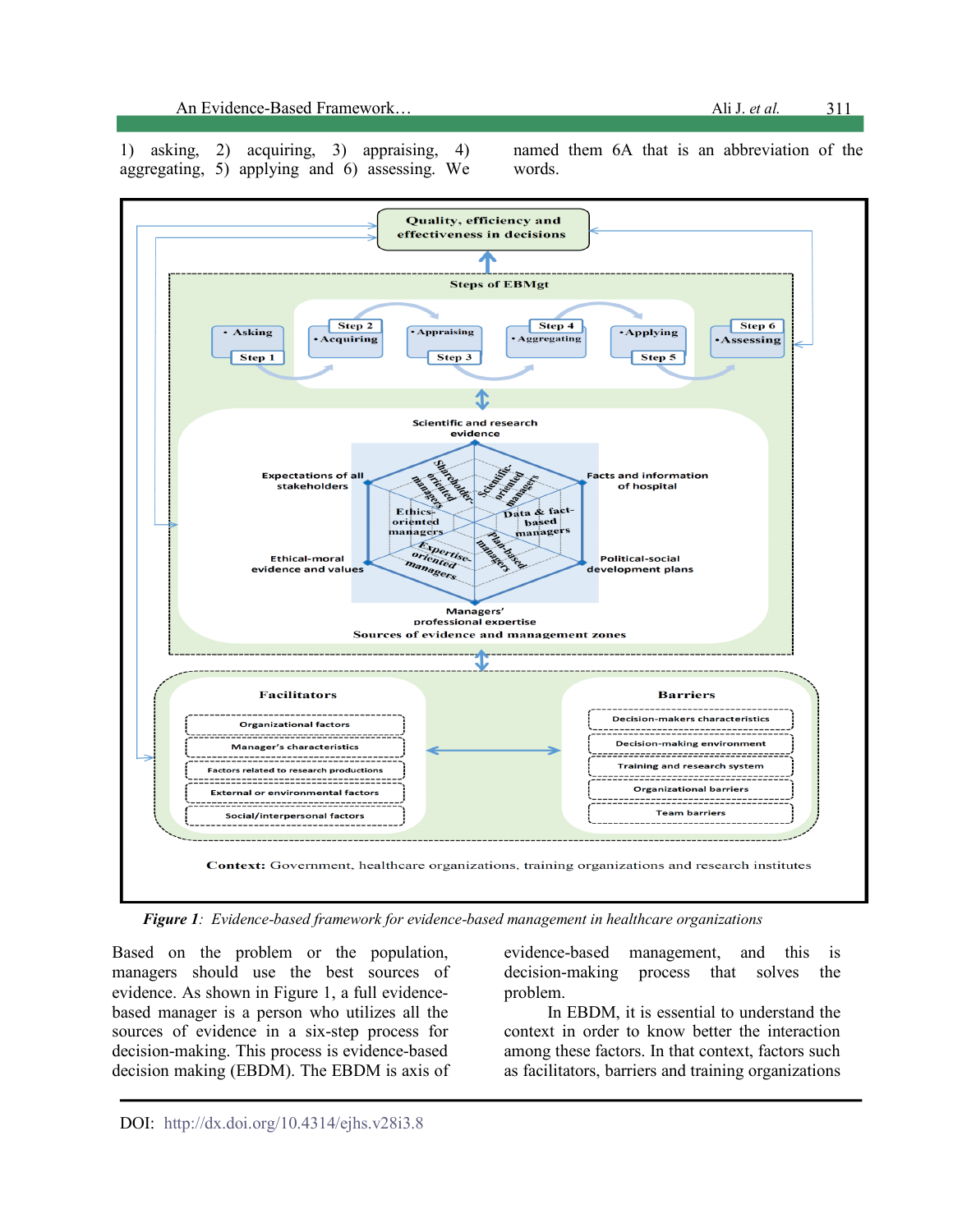1) asking, 2) acquiring, 3) appraising, 4) aggregating, 5) applying and 6) assessing. We named them 6A that is an abbreviation of the words.

*Figure 1: Evidence-based framework for evidence-based management in healthcare organizations*

Based on the problem or the population, managers should use the best sources of evidence. As shown in Figure 1, a full evidence-based manager is a person who utilizes all the sources of evidence in a six-step process for decision-making. This process is evidence-based decision making (EBDM). The EBDM is axis of evidence-based management, and this is decision-making process that solves the problem.

In EBDM, it is essential to understand the context in order to know better the interaction among these factors. In that context, factors such as facilitators, barriers and training organizations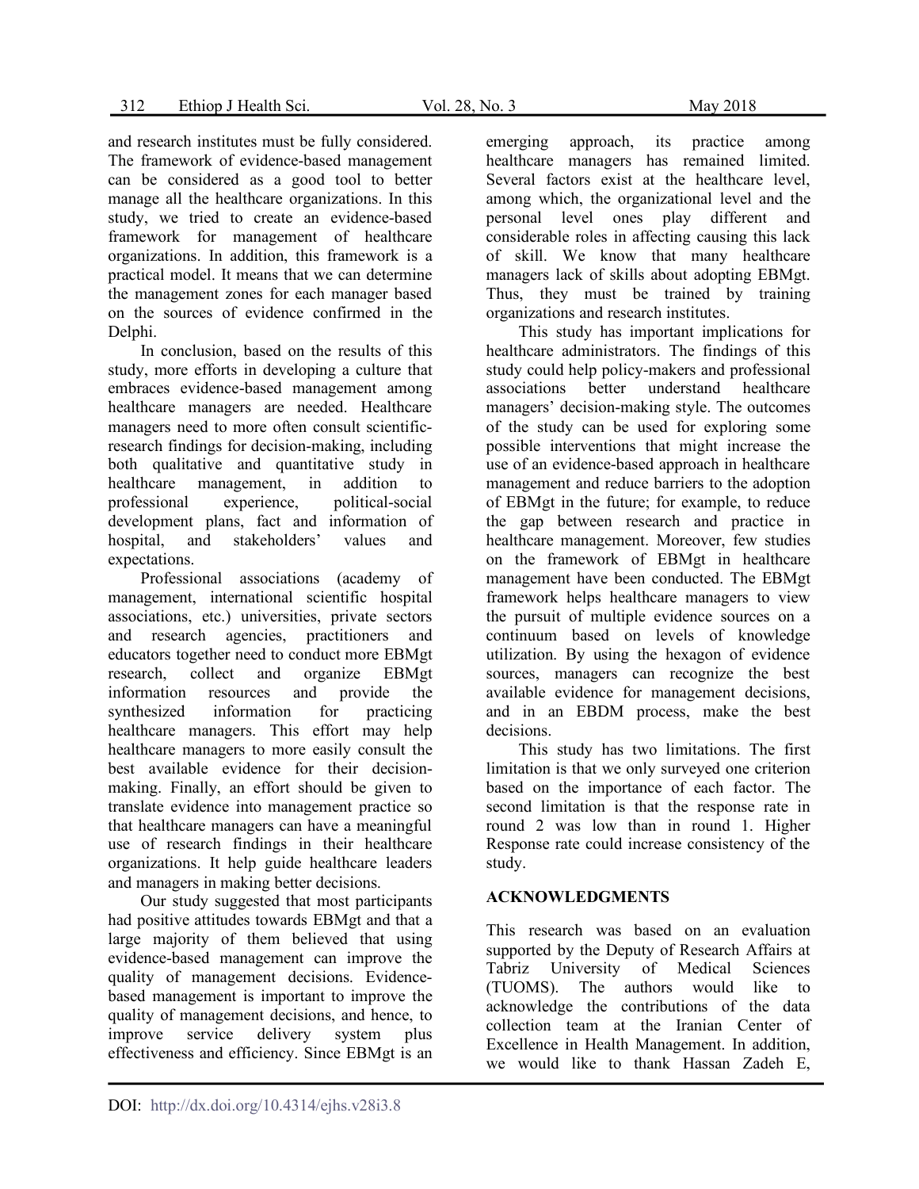and research institutes must be fully considered. The framework of evidence-based management can be considered as a good tool to better manage all the healthcare organizations. In this study, we tried to create an evidence-based framework for management of healthcare organizations. In addition, this framework is a practical model. It means that we can determine the management zones for each manager based on the sources of evidence confirmed in the Delphi.

In conclusion, based on the results of this study, more efforts in developing a culture that embraces evidence-based management among healthcare managers are needed. Healthcare managers need to more often consult scientific-research findings for decision-making, including both qualitative and quantitative study in healthcare management, in addition to professional experience, political-social development plans, fact and information of hospital, and stakeholders' values and expectations.

Professional associations (academy of management, international scientific hospital associations, etc.) universities, private sectors and research agencies, practitioners and educators together need to conduct more EBMgt research, collect and organize EBMgt information resources and provide the synthesized information for practicing healthcare managers. This effort may help healthcare managers to more easily consult the best available evidence for their decision-making. Finally, an effort should be given to translate evidence into management practice so that healthcare managers can have a meaningful use of research findings in their healthcare organizations. It help guide healthcare leaders and managers in making better decisions.

Our study suggested that most participants had positive attitudes towards EBMgt and that a large majority of them believed that using evidence-based management can improve the quality of management decisions. Evidence-based management is important to improve the quality of management decisions, and hence, to improve service delivery system plus effectiveness and efficiency. Since EBMgt is an emerging approach, its practice among healthcare managers has remained limited. Several factors exist at the healthcare level, among which, the organizational level and the personal level ones play different and considerable roles in affecting causing this lack of skill. We know that many healthcare managers lack of skills about adopting EBMgt. Thus, they must be trained by training organizations and research institutes.

This study has important implications for healthcare administrators. The findings of this study could help policy-makers and professional associations better understand healthcare managers' decision-making style. The outcomes of the study can be used for exploring some possible interventions that might increase the use of an evidence-based approach in healthcare management and reduce barriers to the adoption of EBMgt in the future; for example, to reduce the gap between research and practice in healthcare management. Moreover, few studies on the framework of EBMgt in healthcare management have been conducted. The EBMgt framework helps healthcare managers to view the pursuit of multiple evidence sources on a continuum based on levels of knowledge utilization. By using the hexagon of evidence sources, managers can recognize the best available evidence for management decisions, and in an EBDM process, make the best decisions.

This study has two limitations. The first limitation is that we only surveyed one criterion based on the importance of each factor. The second limitation is that the response rate in round 2 was low than in round 1. Higher Response rate could increase consistency of the study.

## ACKNOWLEDGMENTS

This research was based on an evaluation supported by the Deputy of Research Affairs at Tabriz University of Medical Sciences (TUOMS). The authors would like to acknowledge the contributions of the data collection team at the Iranian Center of Excellence in Health Management. In addition, we would like to thank Hassan Zadeh E,

DOI: http://dx.doi.org/10.4314/ejhs.v28i3.8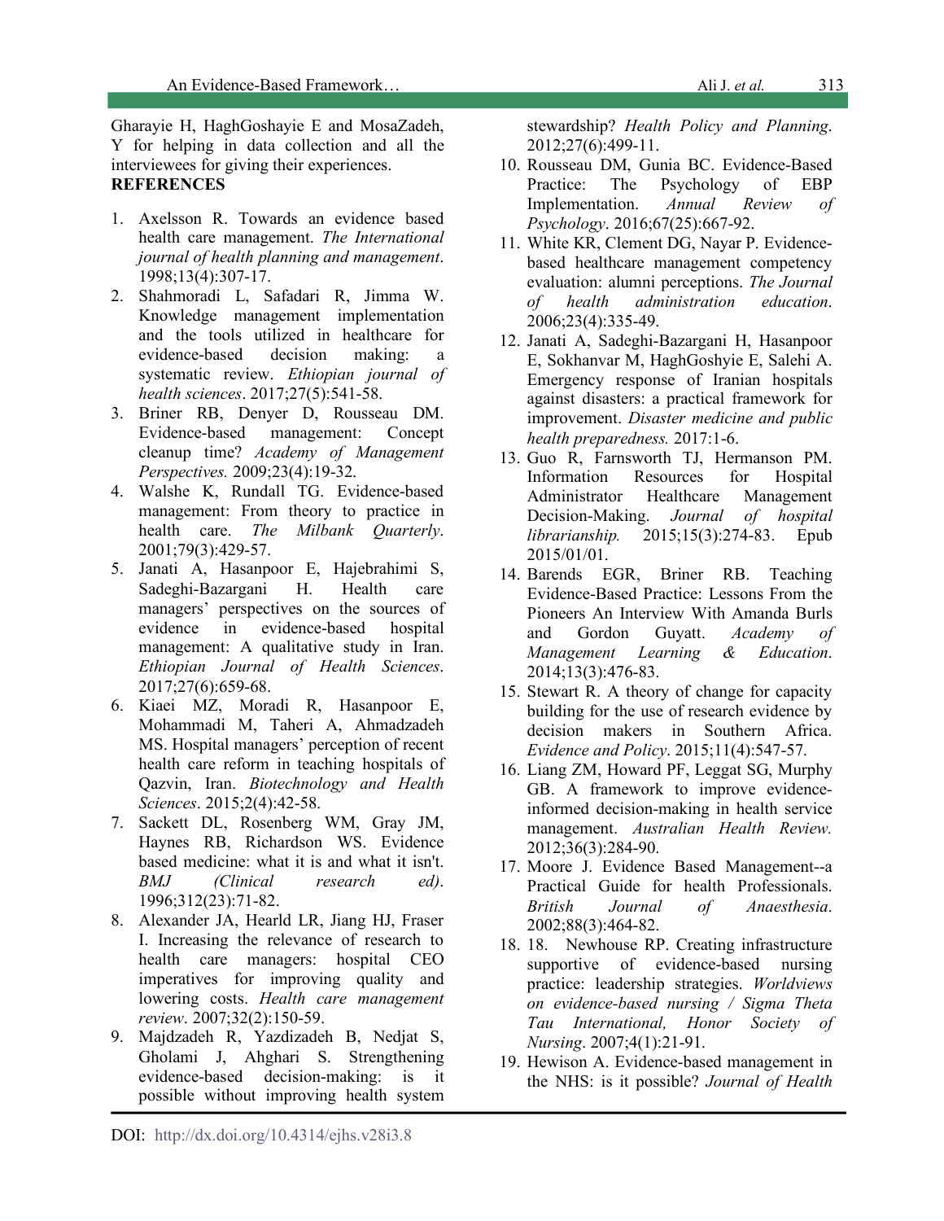Gharayie H, HaghGoshayie E and MosaZadeh, Y for helping in data collection and all the interviewees for giving their experiences.

**REFERENCES**

1. Axelsson R. Towards an evidence based health care management. *The International journal of health planning and management*. 1998;13(4):307-17.
2. Shahmoradi L, Safadari R, Jimma W. Knowledge management implementation and the tools utilized in healthcare for evidence-based decision making: a systematic review. *Ethiopian journal of health sciences*. 2017;27(5):541-58.
3. Briner RB, Denyer D, Rousseau DM. Evidence-based management: Concept cleanup time? *Academy of Management Perspectives.* 2009;23(4):19-32.
4. Walshe K, Rundall TG. Evidence-based management: From theory to practice in health care. *The Milbank Quarterly*. 2001;79(3):429-57.
5. Janati A, Hasanpoor E, Hajebrahimi S, Sadeghi-Bazargani H. Health care managers' perspectives on the sources of evidence in evidence-based hospital management: A qualitative study in Iran. *Ethiopian Journal of Health Sciences*. 2017;27(6):659-68.
6. Kiaei MZ, Moradi R, Hasanpoor E, Mohammadi M, Taheri A, Ahmadzadeh MS. Hospital managers' perception of recent health care reform in teaching hospitals of Qazvin, Iran. *Biotechnology and Health Sciences*. 2015;2(4):42-58.
7. Sackett DL, Rosenberg WM, Gray JM, Haynes RB, Richardson WS. Evidence based medicine: what it is and what it isn't. *BMJ (Clinical research ed)*. 1996;312(23):71-82.
8. Alexander JA, Hearld LR, Jiang HJ, Fraser I. Increasing the relevance of research to health care managers: hospital CEO imperatives for improving quality and lowering costs. *Health care management review*. 2007;32(2):150-59.
9. Majdzadeh R, Yazdizadeh B, Nedjat S, Gholami J, Ahghari S. Strengthening evidence-based decision-making: is it possible without improving health system stewardship? *Health Policy and Planning*. 2012;27(6):499-11.
10. Rousseau DM, Gunia BC. Evidence-Based Practice: The Psychology of EBP Implementation. *Annual Review of Psychology*. 2016;67(25):667-92.
11. White KR, Clement DG, Nayar P. Evidence-based healthcare management competency evaluation: alumni perceptions. *The Journal of health administration education*. 2006;23(4):335-49.
12. Janati A, Sadeghi-Bazargani H, Hasanpoor E, Sokhanvar M, HaghGoshyie E, Salehi A. Emergency response of Iranian hospitals against disasters: a practical framework for improvement. *Disaster medicine and public health preparedness.* 2017:1-6.
13. Guo R, Farnsworth TJ, Hermanson PM. Information Resources for Hospital Administrator Healthcare Management Decision-Making. *Journal of hospital librarianship.* 2015;15(3):274-83. Epub 2015/01/01.
14. Barends EGR, Briner RB. Teaching Evidence-Based Practice: Lessons From the Pioneers An Interview With Amanda Burls and Gordon Guyatt. *Academy of Management Learning & Education*. 2014;13(3):476-83.
15. Stewart R. A theory of change for capacity building for the use of research evidence by decision makers in Southern Africa. *Evidence and Policy*. 2015;11(4):547-57.
16. Liang ZM, Howard PF, Leggat SG, Murphy GB. A framework to improve evidence-informed decision-making in health service management. *Australian Health Review.* 2012;36(3):284-90.
17. Moore J. Evidence Based Management--a Practical Guide for health Professionals. *British Journal of Anaesthesia*. 2002;88(3):464-82.
18. 18. Newhouse RP. Creating infrastructure supportive of evidence-based nursing practice: leadership strategies. *Worldviews on evidence-based nursing / Sigma Theta Tau International, Honor Society of Nursing*. 2007;4(1):21-91.
19. Hewison A. Evidence-based management in the NHS: is it possible? *Journal of Health*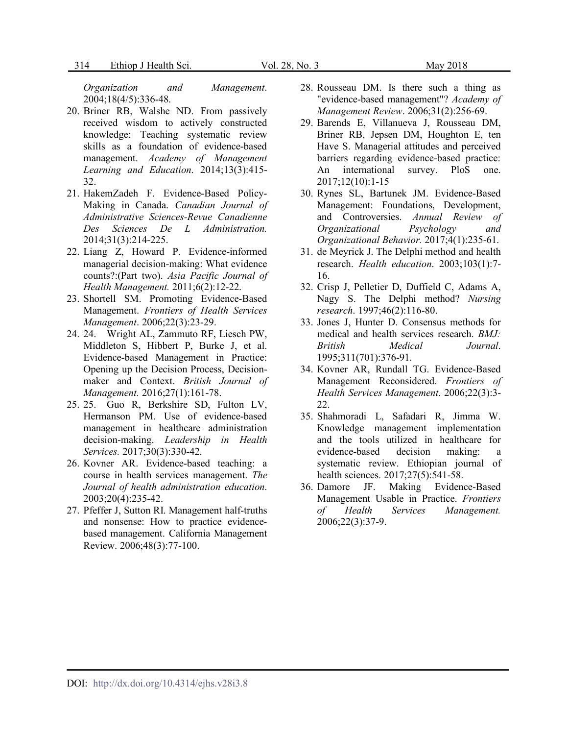*Organization and Management*. 2004;18(4/5):336-48.

20. Briner RB, Walshe ND. From passively received wisdom to actively constructed knowledge: Teaching systematic review skills as a foundation of evidence-based management. *Academy of Management Learning and Education*. 2014;13(3):415-32.
21. HakemZadeh F. Evidence-Based Policy-Making in Canada. *Canadian Journal of Administrative Sciences-Revue Canadienne Des Sciences De L Administration.* 2014;31(3):214-225.
22. Liang Z, Howard P. Evidence-informed managerial decision-making: What evidence counts?:(Part two). *Asia Pacific Journal of Health Management.* 2011;6(2):12-22.
23. Shortell SM. Promoting Evidence-Based Management. *Frontiers of Health Services Management*. 2006;22(3):23-29.
24. 24. Wright AL, Zammuto RF, Liesch PW, Middleton S, Hibbert P, Burke J, et al. Evidence-based Management in Practice: Opening up the Decision Process, Decision-maker and Context. *British Journal of Management.* 2016;27(1):161-78.
25. 25. Guo R, Berkshire SD, Fulton LV, Hermanson PM. Use of evidence-based management in healthcare administration decision-making. *Leadership in Health Services.* 2017;30(3):330-42.
26. Kovner AR. Evidence-based teaching: a course in health services management. *The Journal of health administration education*. 2003;20(4):235-42.
27. Pfeffer J, Sutton RI. Management half-truths and nonsense: How to practice evidence-based management. California Management Review. 2006;48(3):77-100.
28. Rousseau DM. Is there such a thing as "evidence-based management"? *Academy of Management Review*. 2006;31(2):256-69.
29. Barends E, Villanueva J, Rousseau DM, Briner RB, Jepsen DM, Houghton E, ten Have S. Managerial attitudes and perceived barriers regarding evidence-based practice: An international survey. PloS one. 2017;12(10):1-15
30. Rynes SL, Bartunek JM. Evidence-Based Management: Foundations, Development, and Controversies. *Annual Review of Organizational Psychology and Organizational Behavior.* 2017;4(1):235-61.
31. de Meyrick J. The Delphi method and health research. *Health education*. 2003;103(1):7-16.
32. Crisp J, Pelletier D, Duffield C, Adams A, Nagy S. The Delphi method? *Nursing research*. 1997;46(2):116-80.
33. Jones J, Hunter D. Consensus methods for medical and health services research. *BMJ: British Medical Journal*. 1995;311(701):376-91.
34. Kovner AR, Rundall TG. Evidence-Based Management Reconsidered. *Frontiers of Health Services Management*. 2006;22(3):3-22.
35. Shahmoradi L, Safadari R, Jimma W. Knowledge management implementation and the tools utilized in healthcare for evidence-based decision making: a systematic review. Ethiopian journal of health sciences. 2017;27(5):541-58.
36. Damore JF. Making Evidence-Based Management Usable in Practice. *Frontiers of Health Services Management.* 2006;22(3):37-9.